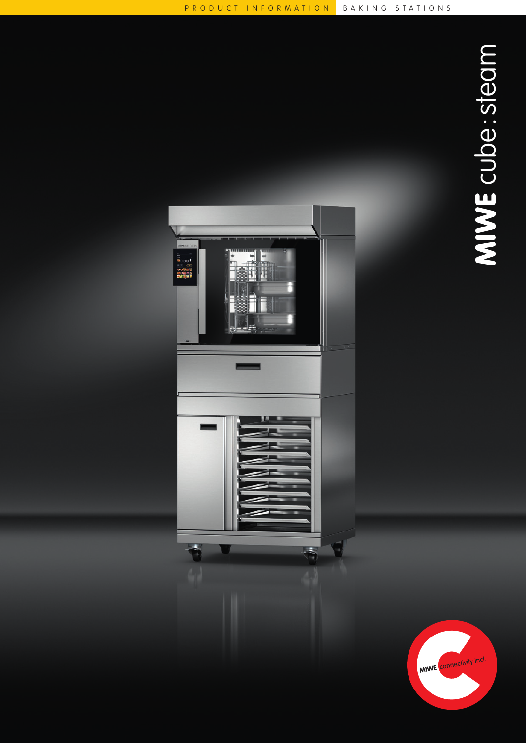PRODUCT INFORMATION BAKING STATIONS

# MIWE cube:steam

MIWE connectivity incl.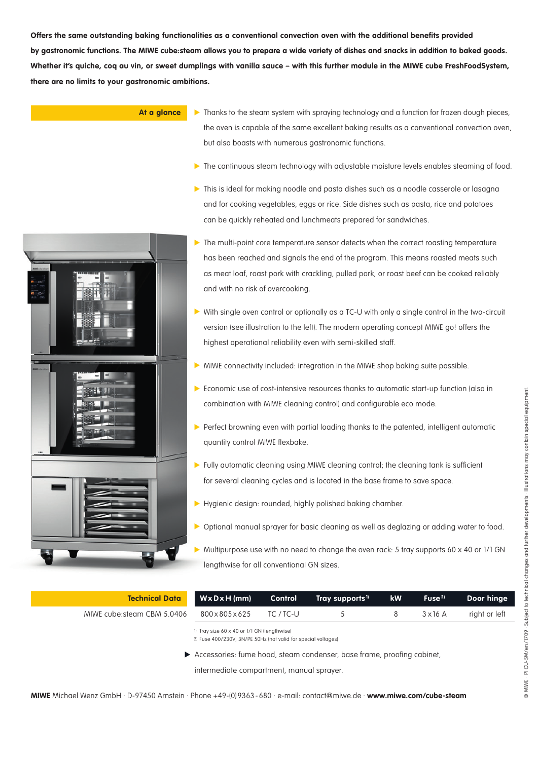**Offers the same outstanding baking functionalities as a conventional convection oven with the additional benefits provided by gastronomic functions. The MIWE cube:steam allows you to prepare a wide variety of dishes and snacks in addition to baked goods. Whether it's quiche, coq au vin, or sweet dumplings with vanilla sauce – with this further module in the MIWE cube FreshFoodSystem, there are no limits to your gastronomic ambitions.**

## At a glance

- Thanks to the steam system with spraying technology and a function for frozen dough pieces, the oven is capable of the same excellent baking results as a conventional convection oven, but also boasts with numerous gastronomic functions.
- The continuous steam technology with adjustable moisture levels enables steaming of food.
- This is ideal for making noodle and pasta dishes such as a noodle casserole or lasagna and for cooking vegetables, eggs or rice. Side dishes such as pasta, rice and potatoes can be quickly reheated and lunchmeats prepared for sandwiches.
- The multi-point core temperature sensor detects when the correct roasting temperature has been reached and signals the end of the program. This means roasted meats such as meat loaf, roast pork with crackling, pulled pork, or roast beef can be cooked reliably and with no risk of overcooking.
- With single oven control or optionally as a TC-U with only a single control in the two-circuit version (see illustration to the left). The modern operating concept MIWE go! offers the highest operational reliability even with semi-skilled staff.
- MIWE connectivity included: integration in the MIWE shop baking suite possible.
- Economic use of cost-intensive resources thanks to automatic start-up function (also in combination with MIWE cleaning control) and configurable eco mode.
- Perfect browning even with partial loading thanks to the patented, intelligent automatic quantity control MIWE flexbake.
- Fully automatic cleaning using MIWE cleaning control; the cleaning tank is sufficient for several cleaning cycles and is located in the base frame to save space.
- Hygienic design: rounded, highly polished baking chamber.
- Optional manual sprayer for basic cleaning as well as deglazing or adding water to food.
- Multipurpose use with no need to change the oven rack: 5 tray supports 60 x 40 or 1/1 GN lengthwise for all conventional GN sizes.

## Technical Data

| | W x D x H (mm) | Control | Tray supports [1] | kW | Fuse [2] | Door hinge |
|---|---|---|---|---|---|---|
| MIWE cube:steam CBM 5.0406 | 800 x 805 x 625 | TC / TC-U | 5 | 8 | 3 x 16 A | right or left |

1) Tray size 60 x 40 or 1/1 GN (lengthwise)
2) Fuse 400/230V; 3N/PE 50Hz (not valid for special voltages)

- Accessories: fume hood, steam condenser, base frame, proofing cabinet, intermediate compartment, manual sprayer.

**MIWE** Michael Wenz GmbH · D-97450 Arnstein · Phone +49-(0)9363-680 · e-mail: contact@miwe.de · **www.miwe.com/cube-steam**

© MIWE PI CU-SM/en/1709 Subject to technical changes and further developments. Illustrations may contain special equipment.